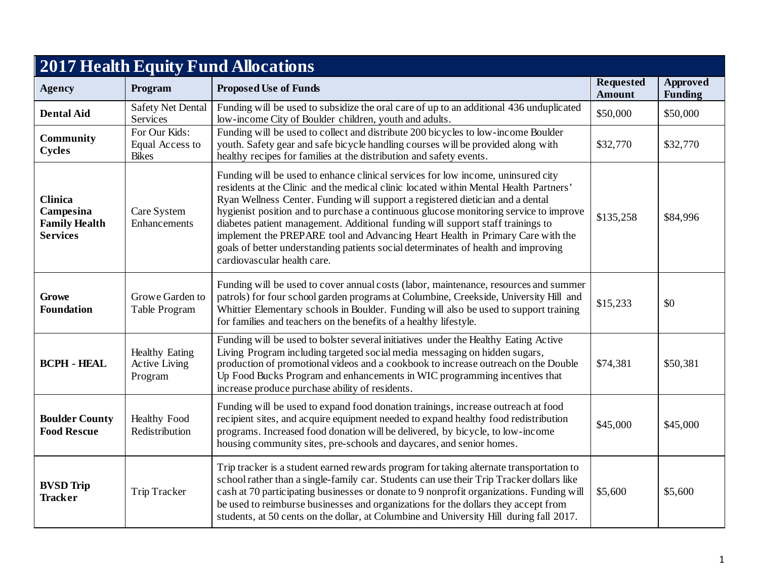# 2017 Health Equity Fund Allocations

| Agency | Program | Proposed Use of Funds | Requested Amount | Approved Funding |
|---|---|---|---|---|
| **Dental Aid** | Safety Net Dental Services | Funding will be used to subsidize the oral care of up to an additional 436 unduplicated low-income City of Boulder children, youth and adults. | $50,000 | $50,000 |
| **Community Cycles** | For Our Kids: Equal Access to Bikes | Funding will be used to collect and distribute 200 bicycles to low-income Boulder youth. Safety gear and safe bicycle handling courses will be provided along with healthy recipes for families at the distribution and safety events. | $32,770 | $32,770 |
| **Clinica Campesina Family Health Services** | Care System Enhancements | Funding will be used to enhance clinical services for low income, uninsured city residents at the Clinic and the medical clinic located within Mental Health Partners' Ryan Wellness Center. Funding will support a registered dietician and a dental hygienist position and to purchase a continuous glucose monitoring service to improve diabetes patient management. Additional funding will support staff trainings to implement the PREPARE tool and Advancing Heart Health in Primary Care with the goals of better understanding patients social determinates of health and improving cardiovascular health care. | $135,258 | $84,996 |
| **Growe Foundation** | Growe Garden to Table Program | Funding will be used to cover annual costs (labor, maintenance, resources and summer patrols) for four school garden programs at Columbine, Creekside, University Hill and Whittier Elementary schools in Boulder. Funding will also be used to support training for families and teachers on the benefits of a healthy lifestyle. | $15,233 | $0 |
| **BCPH - HEAL** | Healthy Eating Active Living Program | Funding will be used to bolster several initiatives under the Healthy Eating Active Living Program including targeted social media messaging on hidden sugars, production of promotional videos and a cookbook to increase outreach on the Double Up Food Bucks Program and enhancements in WIC programming incentives that increase produce purchase ability of residents. | $74,381 | $50,381 |
| **Boulder County Food Rescue** | Healthy Food Redistribution | Funding will be used to expand food donation trainings, increase outreach at food recipient sites, and acquire equipment needed to expand healthy food redistribution programs. Increased food donation will be delivered, by bicycle, to low-income housing community sites, pre-schools and daycares, and senior homes. | $45,000 | $45,000 |
| **BVSD Trip Tracker** | Trip Tracker | Trip tracker is a student earned rewards program for taking alternate transportation to school rather than a single-family car. Students can use their Trip Tracker dollars like cash at 70 participating businesses or donate to 9 nonprofit organizations. Funding will be used to reimburse businesses and organizations for the dollars they accept from students, at 50 cents on the dollar, at Columbine and University Hill during fall 2017. | $5,600 | $5,600 |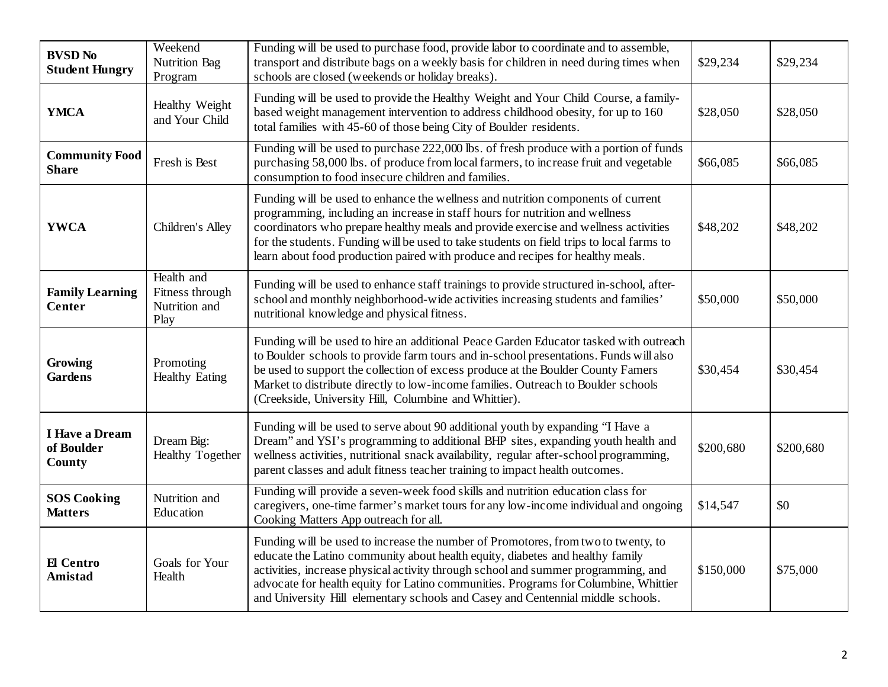| **BVSD No Student Hungry** | Weekend Nutrition Bag Program | Funding will be used to purchase food, provide labor to coordinate and to assemble, transport and distribute bags on a weekly basis for children in need during times when schools are closed (weekends or holiday breaks). | $29,234 | $29,234 |
|---|---|---|---|---|
| **YMCA** | Healthy Weight and Your Child | Funding will be used to provide the Healthy Weight and Your Child Course, a family-based weight management intervention to address childhood obesity, for up to 160 total families with 45-60 of those being City of Boulder residents. | $28,050 | $28,050 |
| **Community Food Share** | Fresh is Best | Funding will be used to purchase 222,000 lbs. of fresh produce with a portion of funds purchasing 58,000 lbs. of produce from local farmers, to increase fruit and vegetable consumption to food insecure children and families. | $66,085 | $66,085 |
| **YWCA** | Children's Alley | Funding will be used to enhance the wellness and nutrition components of current programming, including an increase in staff hours for nutrition and wellness coordinators who prepare healthy meals and provide exercise and wellness activities for the students. Funding will be used to take students on field trips to local farms to learn about food production paired with produce and recipes for healthy meals. | $48,202 | $48,202 |
| **Family Learning Center** | Health and Fitness through Nutrition and Play | Funding will be used to enhance staff trainings to provide structured in-school, after-school and monthly neighborhood-wide activities increasing students and families' nutritional knowledge and physical fitness. | $50,000 | $50,000 |
| **Growing Gardens** | Promoting Healthy Eating | Funding will be used to hire an additional Peace Garden Educator tasked with outreach to Boulder schools to provide farm tours and in-school presentations. Funds will also be used to support the collection of excess produce at the Boulder County Famers Market to distribute directly to low-income families. Outreach to Boulder schools (Creekside, University Hill, Columbine and Whittier). | $30,454 | $30,454 |
| **I Have a Dream of Boulder County** | Dream Big: Healthy Together | Funding will be used to serve about 90 additional youth by expanding "I Have a Dream" and YSI's programming to additional BHP sites, expanding youth health and wellness activities, nutritional snack availability, regular after-school programming, parent classes and adult fitness teacher training to impact health outcomes. | $200,680 | $200,680 |
| **SOS Cooking Matters** | Nutrition and Education | Funding will provide a seven-week food skills and nutrition education class for caregivers, one-time farmer's market tours for any low-income individual and ongoing Cooking Matters App outreach for all. | $14,547 | $0 |
| **El Centro Amistad** | Goals for Your Health | Funding will be used to increase the number of Promotores, from two to twenty, to educate the Latino community about health equity, diabetes and healthy family activities, increase physical activity through school and summer programming, and advocate for health equity for Latino communities. Programs for Columbine, Whittier and University Hill elementary schools and Casey and Centennial middle schools. | $150,000 | $75,000 |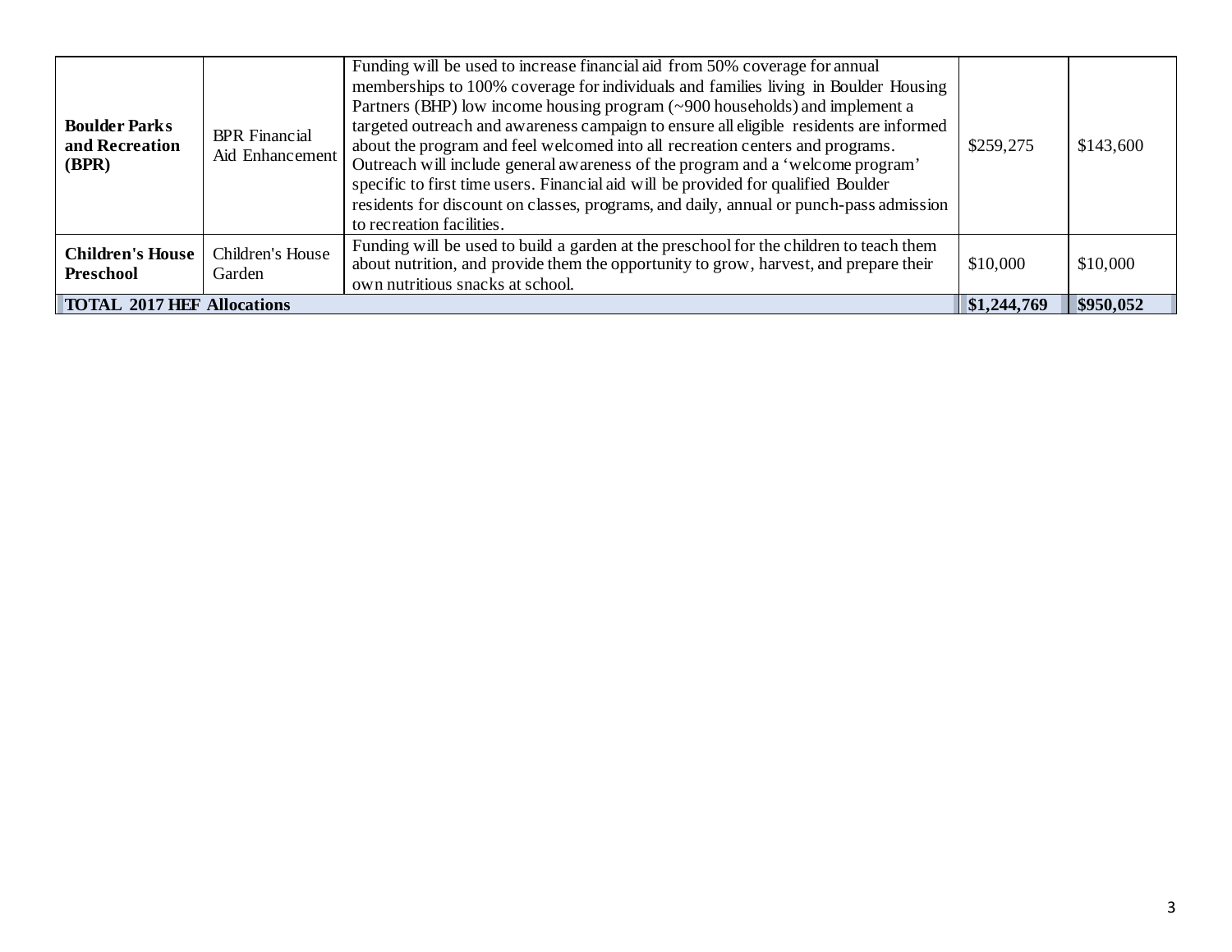| | | | | |
|---|---|---|---|---|
| **Boulder Parks and Recreation (BPR)** | BPR Financial Aid Enhancement | Funding will be used to increase financial aid from 50% coverage for annual memberships to 100% coverage for individuals and families living in Boulder Housing Partners (BHP) low income housing program (~900 households) and implement a targeted outreach and awareness campaign to ensure all eligible residents are informed about the program and feel welcomed into all recreation centers and programs. Outreach will include general awareness of the program and a 'welcome program' specific to first time users. Financial aid will be provided for qualified Boulder residents for discount on classes, programs, and daily, annual or punch-pass admission to recreation facilities. | $259,275 | $143,600 |
| **Children's House Preschool** | Children's House Garden | Funding will be used to build a garden at the preschool for the children to teach them about nutrition, and provide them the opportunity to grow, harvest, and prepare their own nutritious snacks at school. | $10,000 | $10,000 |
| **TOTAL 2017 HEF Allocations** | | | **$1,244,769** | **$950,052** |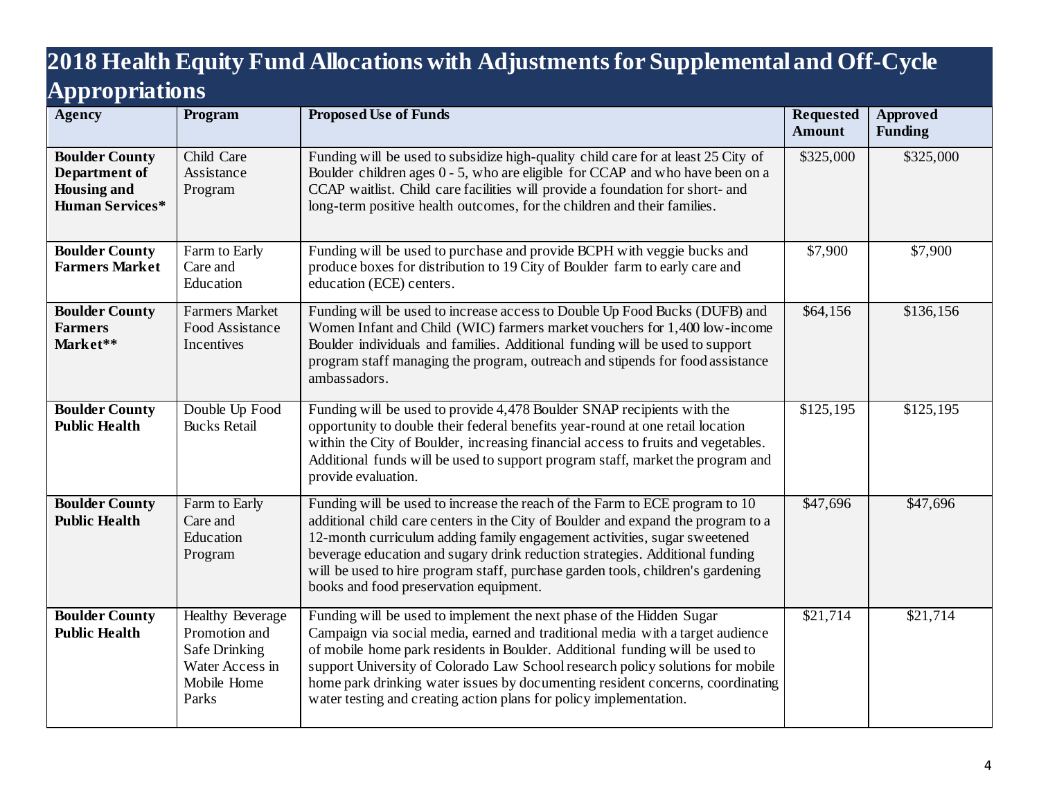# 2018 Health Equity Fund Allocations with Adjustments for Supplemental and Off-Cycle Appropriations

| Agency | Program | Proposed Use of Funds | Requested Amount | Approved Funding |
|---|---|---|---|---|
| **Boulder County Department of Housing and Human Services*** | Child Care Assistance Program | Funding will be used to subsidize high-quality child care for at least 25 City of Boulder children ages 0 - 5, who are eligible for CCAP and who have been on a CCAP waitlist. Child care facilities will provide a foundation for short- and long-term positive health outcomes, for the children and their families. | $325,000 | $325,000 |
| **Boulder County Farmers Market** | Farm to Early Care and Education | Funding will be used to purchase and provide BCPH with veggie bucks and produce boxes for distribution to 19 City of Boulder farm to early care and education (ECE) centers. | $7,900 | $7,900 |
| **Boulder County Farmers Market**** | Farmers Market Food Assistance Incentives | Funding will be used to increase access to Double Up Food Bucks (DUFB) and Women Infant and Child (WIC) farmers market vouchers for 1,400 low-income Boulder individuals and families. Additional funding will be used to support program staff managing the program, outreach and stipends for food assistance ambassadors. | $64,156 | $136,156 |
| **Boulder County Public Health** | Double Up Food Bucks Retail | Funding will be used to provide 4,478 Boulder SNAP recipients with the opportunity to double their federal benefits year-round at one retail location within the City of Boulder, increasing financial access to fruits and vegetables. Additional funds will be used to support program staff, market the program and provide evaluation. | $125,195 | $125,195 |
| **Boulder County Public Health** | Farm to Early Care and Education Program | Funding will be used to increase the reach of the Farm to ECE program to 10 additional child care centers in the City of Boulder and expand the program to a 12-month curriculum adding family engagement activities, sugar sweetened beverage education and sugary drink reduction strategies. Additional funding will be used to hire program staff, purchase garden tools, children's gardening books and food preservation equipment. | $47,696 | $47,696 |
| **Boulder County Public Health** | Healthy Beverage Promotion and Safe Drinking Water Access in Mobile Home Parks | Funding will be used to implement the next phase of the Hidden Sugar Campaign via social media, earned and traditional media with a target audience of mobile home park residents in Boulder. Additional funding will be used to support University of Colorado Law School research policy solutions for mobile home park drinking water issues by documenting resident concerns, coordinating water testing and creating action plans for policy implementation. | $21,714 | $21,714 |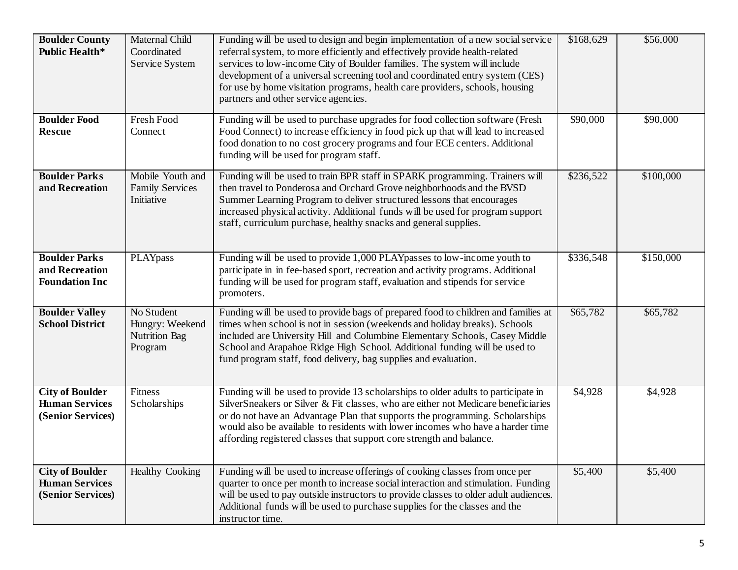| | | | | |
|---|---|---|---|---|
| **Boulder County Public Health*** | Maternal Child Coordinated Service System | Funding will be used to design and begin implementation of a new social service referral system, to more efficiently and effectively provide health-related services to low-income City of Boulder families. The system will include development of a universal screening tool and coordinated entry system (CES) for use by home visitation programs, health care providers, schools, housing partners and other service agencies. | $168,629 | $56,000 |
| **Boulder Food Rescue** | Fresh Food Connect | Funding will be used to purchase upgrades for food collection software (Fresh Food Connect) to increase efficiency in food pick up that will lead to increased food donation to no cost grocery programs and four ECE centers. Additional funding will be used for program staff. | $90,000 | $90,000 |
| **Boulder Parks and Recreation** | Mobile Youth and Family Services Initiative | Funding will be used to train BPR staff in SPARK programming. Trainers will then travel to Ponderosa and Orchard Grove neighborhoods and the BVSD Summer Learning Program to deliver structured lessons that encourages increased physical activity. Additional funds will be used for program support staff, curriculum purchase, healthy snacks and general supplies. | $236,522 | $100,000 |
| **Boulder Parks and Recreation Foundation Inc** | PLAYpass | Funding will be used to provide 1,000 PLAYpasses to low-income youth to participate in in fee-based sport, recreation and activity programs. Additional funding will be used for program staff, evaluation and stipends for service promoters. | $336,548 | $150,000 |
| **Boulder Valley School District** | No Student Hungry: Weekend Nutrition Bag Program | Funding will be used to provide bags of prepared food to children and families at times when school is not in session (weekends and holiday breaks). Schools included are University Hill and Columbine Elementary Schools, Casey Middle School and Arapahoe Ridge High School. Additional funding will be used to fund program staff, food delivery, bag supplies and evaluation. | $65,782 | $65,782 |
| **City of Boulder Human Services (Senior Services)** | Fitness Scholarships | Funding will be used to provide 13 scholarships to older adults to participate in SilverSneakers or Silver & Fit classes, who are either not Medicare beneficiaries or do not have an Advantage Plan that supports the programming. Scholarships would also be available to residents with lower incomes who have a harder time affording registered classes that support core strength and balance. | $4,928 | $4,928 |
| **City of Boulder Human Services (Senior Services)** | Healthy Cooking | Funding will be used to increase offerings of cooking classes from once per quarter to once per month to increase social interaction and stimulation. Funding will be used to pay outside instructors to provide classes to older adult audiences. Additional funds will be used to purchase supplies for the classes and the instructor time. | $5,400 | $5,400 |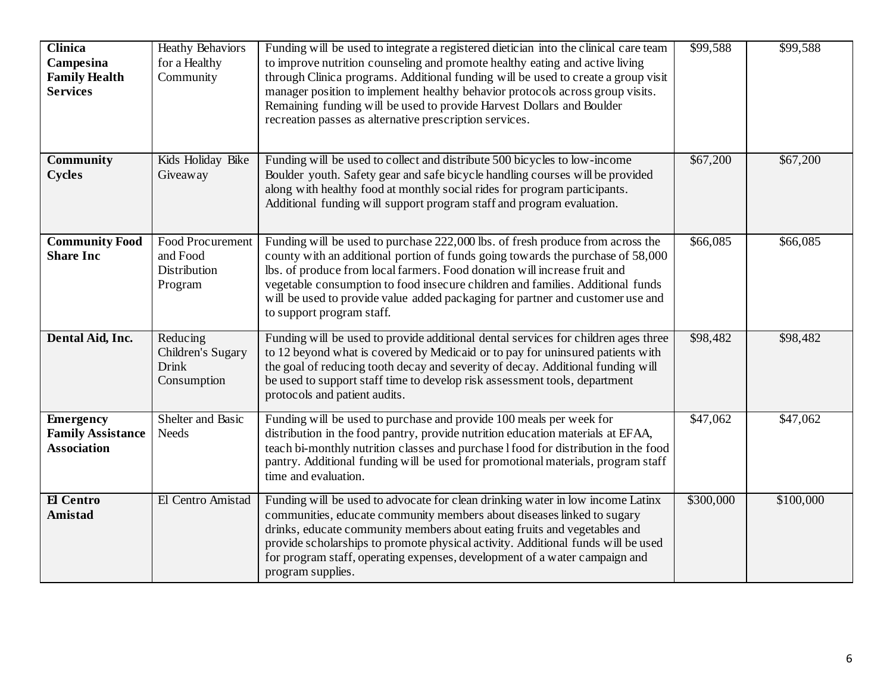| **Clinica Campesina Family Health Services** | Heathy Behaviors for a Healthy Community | Funding will be used to integrate a registered dietician into the clinical care team to improve nutrition counseling and promote healthy eating and active living through Clinica programs. Additional funding will be used to create a group visit manager position to implement healthy behavior protocols across group visits. Remaining funding will be used to provide Harvest Dollars and Boulder recreation passes as alternative prescription services. | \$99,588 | \$99,588 |
|---|---|---|---|---|
| **Community Cycles** | Kids Holiday Bike Giveaway | Funding will be used to collect and distribute 500 bicycles to low-income Boulder youth. Safety gear and safe bicycle handling courses will be provided along with healthy food at monthly social rides for program participants. Additional funding will support program staff and program evaluation. | \$67,200 | \$67,200 |
| **Community Food Share Inc** | Food Procurement and Food Distribution Program | Funding will be used to purchase 222,000 lbs. of fresh produce from across the county with an additional portion of funds going towards the purchase of 58,000 lbs. of produce from local farmers. Food donation will increase fruit and vegetable consumption to food insecure children and families. Additional funds will be used to provide value added packaging for partner and customer use and to support program staff. | \$66,085 | \$66,085 |
| **Dental Aid, Inc.** | Reducing Children's Sugary Drink Consumption | Funding will be used to provide additional dental services for children ages three to 12 beyond what is covered by Medicaid or to pay for uninsured patients with the goal of reducing tooth decay and severity of decay. Additional funding will be used to support staff time to develop risk assessment tools, department protocols and patient audits. | \$98,482 | \$98,482 |
| **Emergency Family Assistance Association** | Shelter and Basic Needs | Funding will be used to purchase and provide 100 meals per week for distribution in the food pantry, provide nutrition education materials at EFAA, teach bi-monthly nutrition classes and purchase l food for distribution in the food pantry. Additional funding will be used for promotional materials, program staff time and evaluation. | \$47,062 | \$47,062 |
| **El Centro Amistad** | El Centro Amistad | Funding will be used to advocate for clean drinking water in low income Latinx communities, educate community members about diseases linked to sugary drinks, educate community members about eating fruits and vegetables and provide scholarships to promote physical activity. Additional funds will be used for program staff, operating expenses, development of a water campaign and program supplies. | \$300,000 | \$100,000 |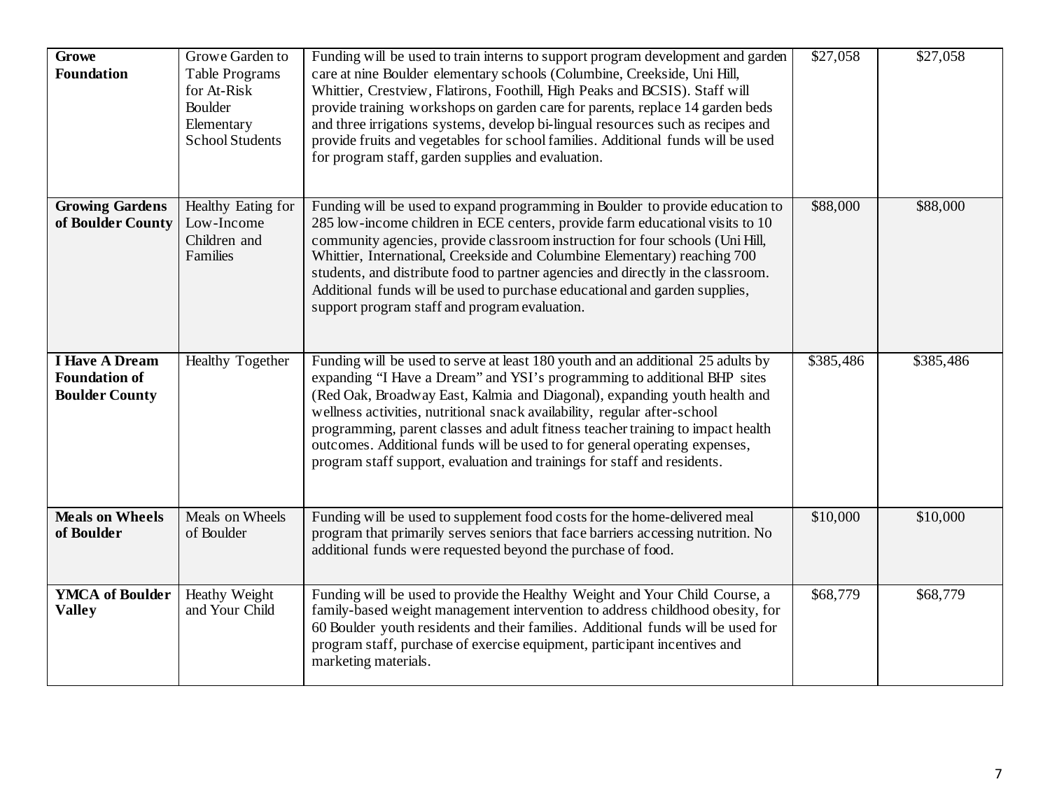| **Growe Foundation** | Growe Garden to Table Programs for At-Risk Boulder Elementary School Students | Funding will be used to train interns to support program development and garden care at nine Boulder elementary schools (Columbine, Creekside, Uni Hill, Whittier, Crestview, Flatirons, Foothill, High Peaks and BCSIS). Staff will provide training workshops on garden care for parents, replace 14 garden beds and three irrigations systems, develop bi-lingual resources such as recipes and provide fruits and vegetables for school families. Additional funds will be used for program staff, garden supplies and evaluation. | $27,058 | $27,058 |
|---|---|---|---|---|
| **Growing Gardens of Boulder County** | Healthy Eating for Low-Income Children and Families | Funding will be used to expand programming in Boulder to provide education to 285 low-income children in ECE centers, provide farm educational visits to 10 community agencies, provide classroom instruction for four schools (Uni Hill, Whittier, International, Creekside and Columbine Elementary) reaching 700 students, and distribute food to partner agencies and directly in the classroom. Additional funds will be used to purchase educational and garden supplies, support program staff and program evaluation. | $88,000 | $88,000 |
| **I Have A Dream Foundation of Boulder County** | Healthy Together | Funding will be used to serve at least 180 youth and an additional 25 adults by expanding "I Have a Dream" and YSI's programming to additional BHP sites (Red Oak, Broadway East, Kalmia and Diagonal), expanding youth health and wellness activities, nutritional snack availability, regular after-school programming, parent classes and adult fitness teacher training to impact health outcomes. Additional funds will be used to for general operating expenses, program staff support, evaluation and trainings for staff and residents. | $385,486 | $385,486 |
| **Meals on Wheels of Boulder** | Meals on Wheels of Boulder | Funding will be used to supplement food costs for the home-delivered meal program that primarily serves seniors that face barriers accessing nutrition. No additional funds were requested beyond the purchase of food. | $10,000 | $10,000 |
| **YMCA of Boulder Valley** | Heathy Weight and Your Child | Funding will be used to provide the Healthy Weight and Your Child Course, a family-based weight management intervention to address childhood obesity, for 60 Boulder youth residents and their families. Additional funds will be used for program staff, purchase of exercise equipment, participant incentives and marketing materials. | $68,779 | $68,779 |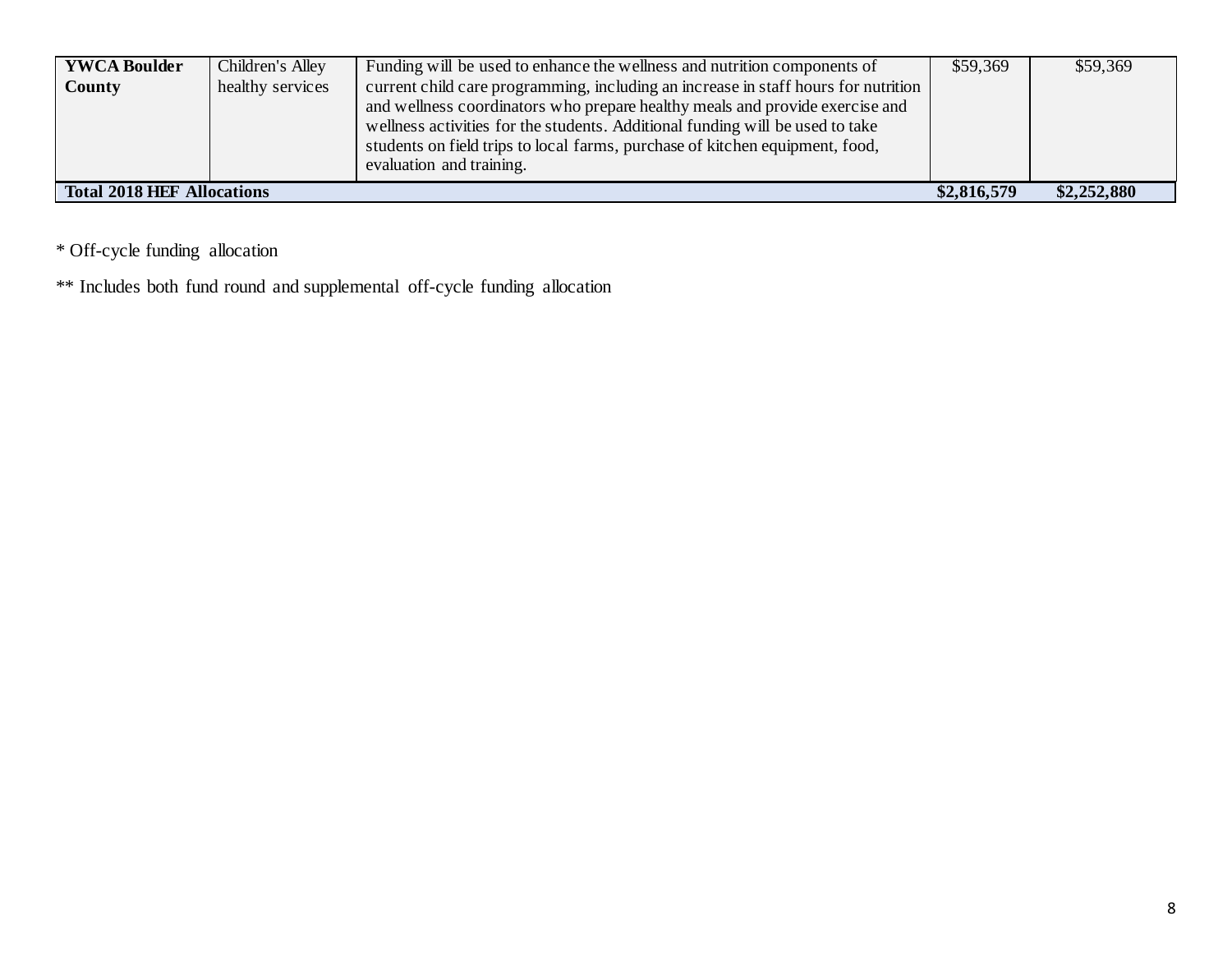| | | | | |
|---|---|---|---|---|
| **YWCA Boulder County** | Children's Alley healthy services | Funding will be used to enhance the wellness and nutrition components of current child care programming, including an increase in staff hours for nutrition and wellness coordinators who prepare healthy meals and provide exercise and wellness activities for the students. Additional funding will be used to take students on field trips to local farms, purchase of kitchen equipment, food, evaluation and training. | $59,369 | $59,369 |
| **Total 2018 HEF Allocations** | | | **$2,816,579** | **$2,252,880** |

* Off-cycle funding allocation

** Includes both fund round and supplemental off-cycle funding allocation